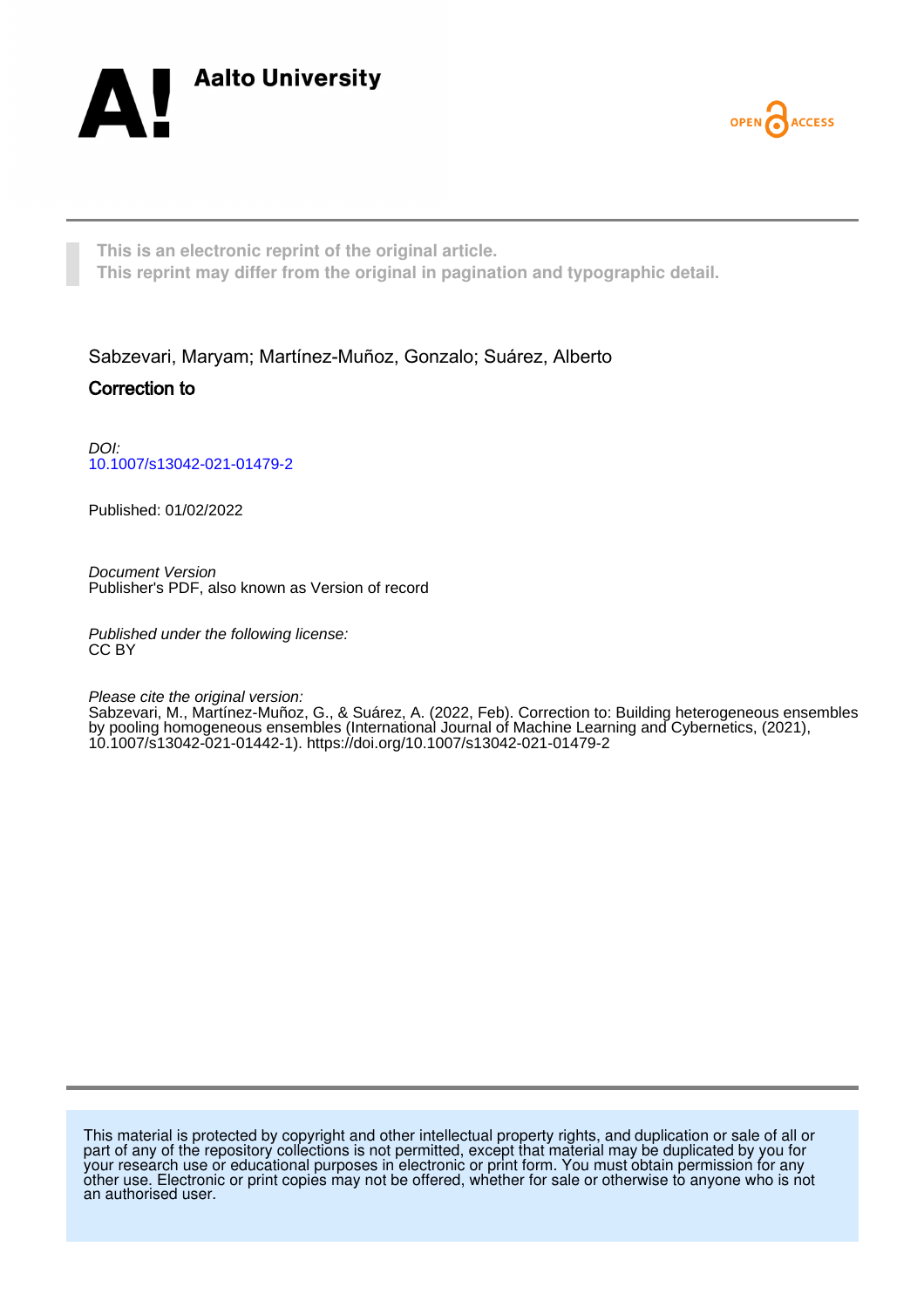This is an electronic reprint of the original article.
This reprint may differ from the original in pagination and typographic detail.

Sabzevari, Maryam; Martínez-Muñoz, Gonzalo; Suárez, Alberto

# Correction to

*DOI:*
10.1007/s13042-021-01479-2

Published: 01/02/2022

*Document Version*
Publisher's PDF, also known as Version of record

*Published under the following license:*
CC BY

*Please cite the original version:*
Sabzevari, M., Martínez-Muñoz, G., & Suárez, A. (2022, Feb). Correction to: Building heterogeneous ensembles by pooling homogeneous ensembles (International Journal of Machine Learning and Cybernetics, (2021), 10.1007/s13042-021-01442-1). https://doi.org/10.1007/s13042-021-01479-2

This material is protected by copyright and other intellectual property rights, and duplication or sale of all or part of any of the repository collections is not permitted, except that material may be duplicated by you for your research use or educational purposes in electronic or print form. You must obtain permission for any other use. Electronic or print copies may not be offered, whether for sale or otherwise to anyone who is not an authorised user.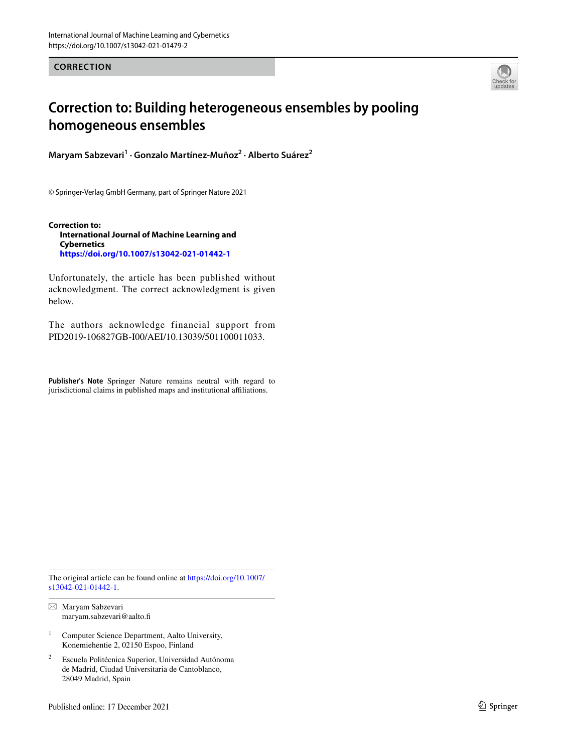CORRECTION

# Correction to: Building heterogeneous ensembles by pooling homogeneous ensembles

**Maryam Sabzevari[1] · Gonzalo Martínez-Muñoz[2] · Alberto Suárez[2]**

© Springer-Verlag GmbH Germany, part of Springer Nature 2021

**Correction to:**
**International Journal of Machine Learning and Cybernetics**
**https://doi.org/10.1007/s13042-021-01442-1**

Unfortunately, the article has been published without acknowledgment. The correct acknowledgment is given below.

The authors acknowledge financial support from PID2019-106827GB-I00/AEI/10.13039/501100011033.

**Publisher's Note** Springer Nature remains neutral with regard to jurisdictional claims in published maps and institutional affiliations.

The original article can be found online at https://doi.org/10.1007/s13042-021-01442-1.

✉ Maryam Sabzevari
maryam.sabzevari@aalto.fi

[1] Computer Science Department, Aalto University, Konemiehentie 2, 02150 Espoo, Finland

[2] Escuela Politécnica Superior, Universidad Autónoma de Madrid, Ciudad Universitaria de Cantoblanco, 28049 Madrid, Spain

Published online: 17 December 2021